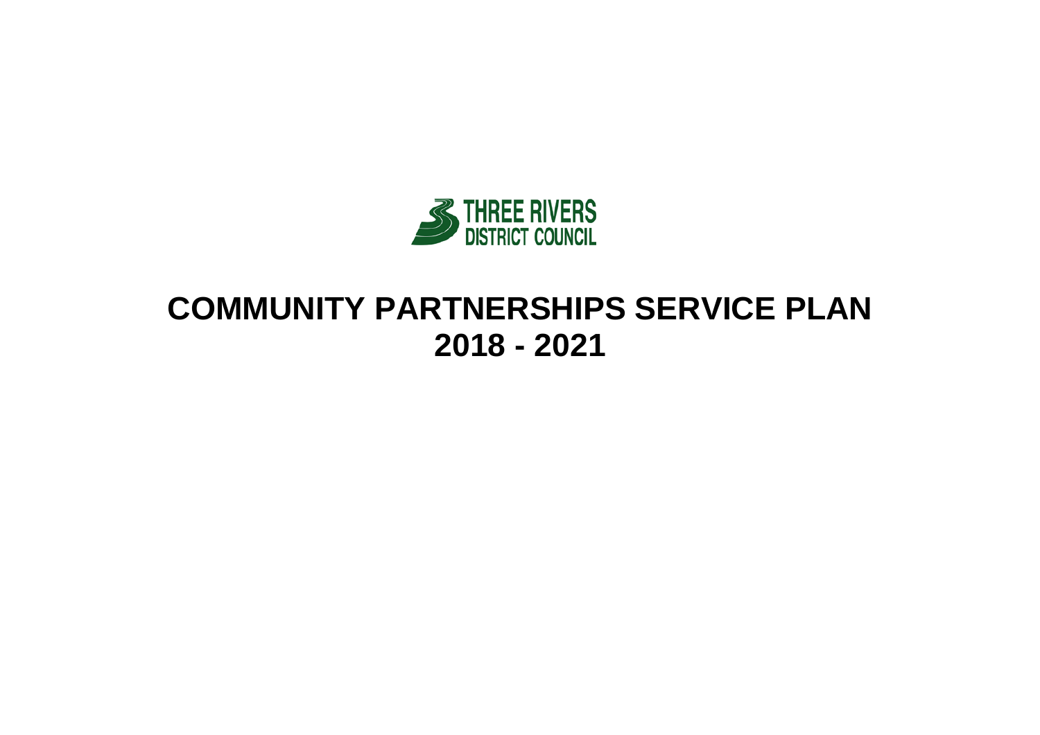THREE RIVERS
DISTRICT COUNCIL

# COMMUNITY PARTNERSHIPS SERVICE PLAN 2018 - 2021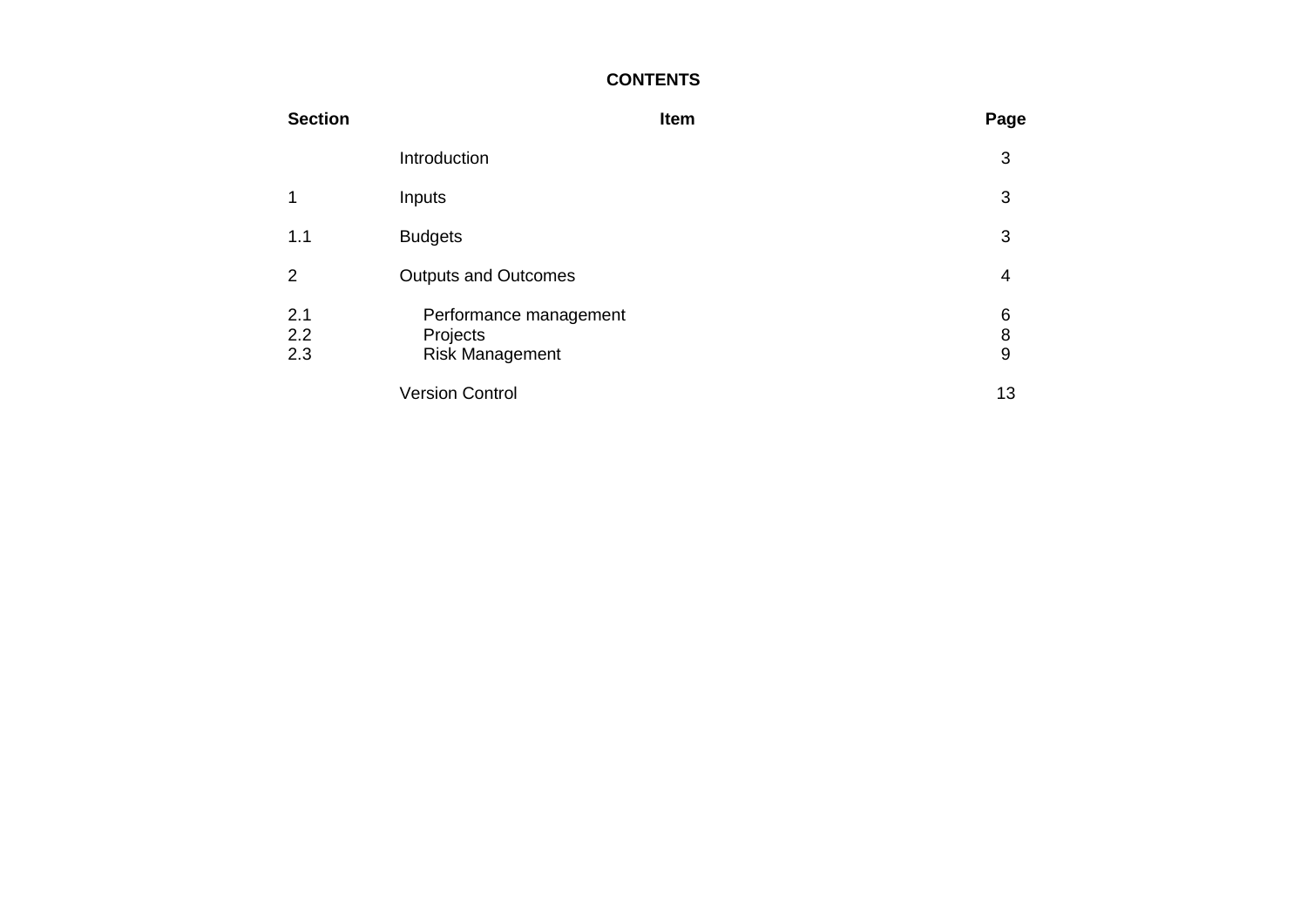**CONTENTS**

| Section | Item | Page |
|---|---|---|
| | Introduction | 3 |
| 1 | Inputs | 3 |
| 1.1 | Budgets | 3 |
| 2 | Outputs and Outcomes | 4 |
| 2.1 | Performance management | 6 |
| 2.2 | Projects | 8 |
| 2.3 | Risk Management | 9 |
| | Version Control | 13 |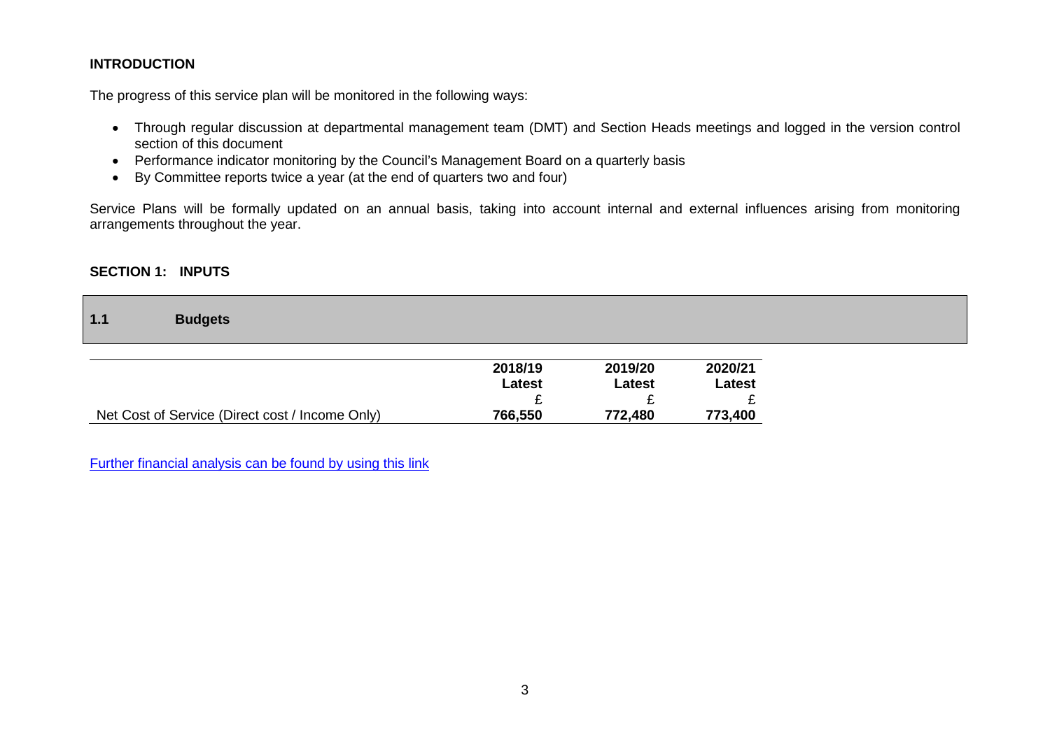## INTRODUCTION

The progress of this service plan will be monitored in the following ways:

- Through regular discussion at departmental management team (DMT) and Section Heads meetings and logged in the version control section of this document
- Performance indicator monitoring by the Council's Management Board on a quarterly basis
- By Committee reports twice a year (at the end of quarters two and four)

Service Plans will be formally updated on an annual basis, taking into account internal and external influences arising from monitoring arrangements throughout the year.

## SECTION 1: INPUTS

### 1.1 Budgets

| | 2018/19 Latest £ | 2019/20 Latest £ | 2020/21 Latest £ |
|---|---|---|---|
| Net Cost of Service (Direct cost / Income Only) | **766,550** | **772,480** | **773,400** |

Further financial analysis can be found by using this link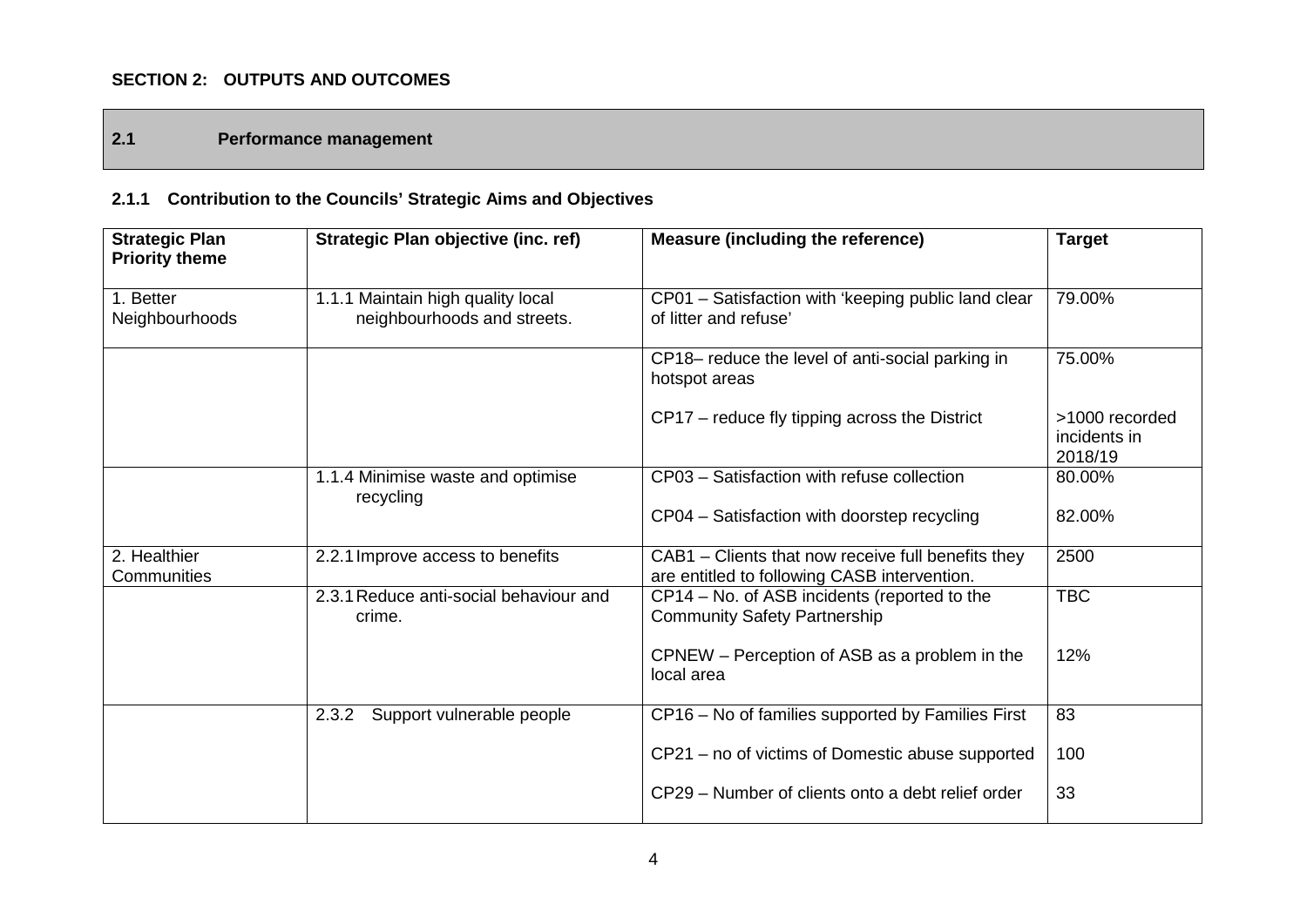**SECTION 2: OUTPUTS AND OUTCOMES**

## 2.1 Performance management

### 2.1.1 Contribution to the Councils' Strategic Aims and Objectives

| Strategic Plan Priority theme | Strategic Plan objective (inc. ref) | Measure (including the reference) | Target |
|---|---|---|---|
| 1. Better Neighbourhoods | 1.1.1 Maintain high quality local neighbourhoods and streets. | CP01 – Satisfaction with 'keeping public land clear of litter and refuse' | 79.00% |
| | | CP18– reduce the level of anti-social parking in hotspot areas<br><br>CP17 – reduce fly tipping across the District | 75.00%<br><br>>1000 recorded incidents in 2018/19 |
| | 1.1.4 Minimise waste and optimise recycling | CP03 – Satisfaction with refuse collection<br><br>CP04 – Satisfaction with doorstep recycling | 80.00%<br><br>82.00% |
| 2. Healthier Communities | 2.2.1 Improve access to benefits | CAB1 – Clients that now receive full benefits they are entitled to following CASB intervention. | 2500 |
| | 2.3.1 Reduce anti-social behaviour and crime. | CP14 – No. of ASB incidents (reported to the Community Safety Partnership<br><br>CPNEW – Perception of ASB as a problem in the local area | TBC<br><br>12% |
| | 2.3.2 Support vulnerable people | CP16 – No of families supported by Families First<br><br>CP21 – no of victims of Domestic abuse supported<br><br>CP29 – Number of clients onto a debt relief order | 83<br><br>100<br><br>33 |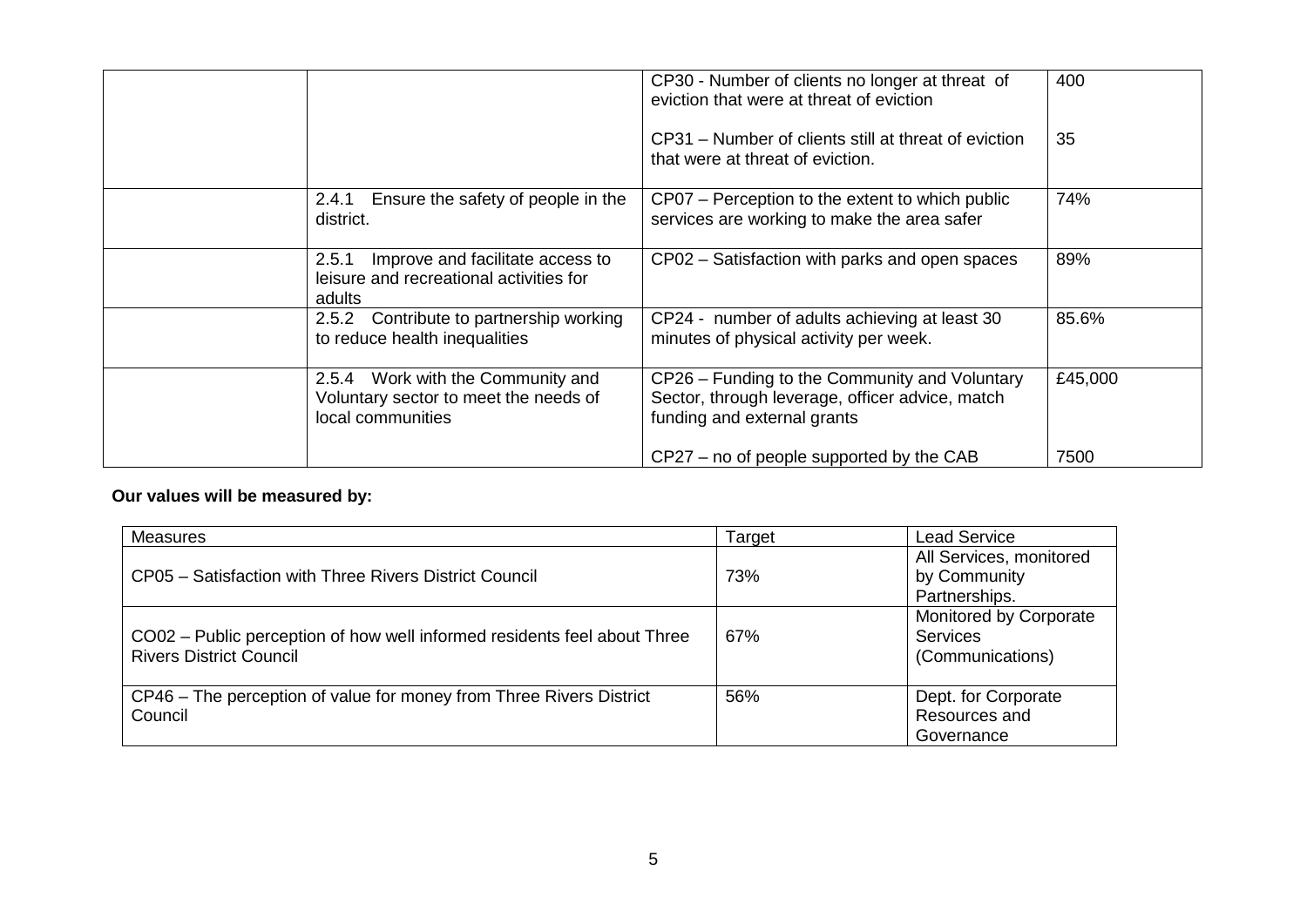| | | | |
|---|---|---|---|
| | | CP30 - Number of clients no longer at threat of eviction that were at threat of eviction<br><br>CP31 – Number of clients still at threat of eviction that were at threat of eviction. | 400<br><br>35 |
| | 2.4.1 Ensure the safety of people in the district. | CP07 – Perception to the extent to which public services are working to make the area safer | 74% |
| | 2.5.1 Improve and facilitate access to leisure and recreational activities for adults | CP02 – Satisfaction with parks and open spaces | 89% |
| | 2.5.2 Contribute to partnership working to reduce health inequalities | CP24 - number of adults achieving at least 30 minutes of physical activity per week. | 85.6% |
| | 2.5.4 Work with the Community and Voluntary sector to meet the needs of local communities | CP26 – Funding to the Community and Voluntary Sector, through leverage, officer advice, match funding and external grants<br><br>CP27 – no of people supported by the CAB | £45,000<br><br>7500 |

**Our values will be measured by:**

| Measures | Target | Lead Service |
|---|---|---|
| CP05 – Satisfaction with Three Rivers District Council | 73% | All Services, monitored by Community Partnerships. |
| CO02 – Public perception of how well informed residents feel about Three Rivers District Council | 67% | Monitored by Corporate Services (Communications) |
| CP46 – The perception of value for money from Three Rivers District Council | 56% | Dept. for Corporate Resources and Governance |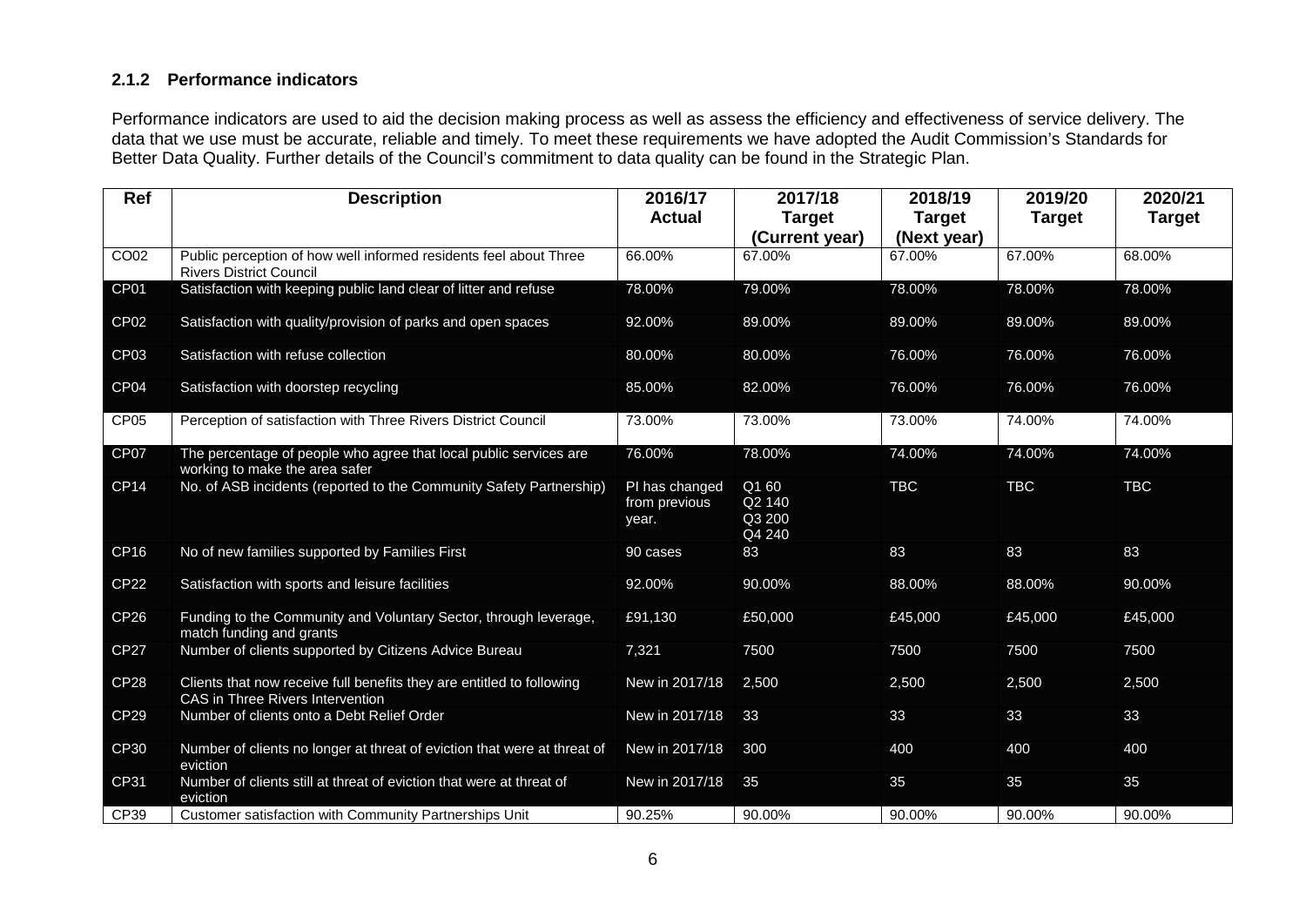### 2.1.2 Performance indicators

Performance indicators are used to aid the decision making process as well as assess the efficiency and effectiveness of service delivery. The data that we use must be accurate, reliable and timely. To meet these requirements we have adopted the Audit Commission's Standards for Better Data Quality. Further details of the Council's commitment to data quality can be found in the Strategic Plan.

| Ref | Description | 2016/17 Actual | 2017/18 Target (Current year) | 2018/19 Target (Next year) | 2019/20 Target | 2020/21 Target |
|---|---|---|---|---|---|---|
| CO02 | Public perception of how well informed residents feel about Three Rivers District Council | 66.00% | 67.00% | 67.00% | 67.00% | 68.00% |
| CP01 | Satisfaction with keeping public land clear of litter and refuse | 78.00% | 79.00% | 78.00% | 78.00% | 78.00% |
| CP02 | Satisfaction with quality/provision of parks and open spaces | 92.00% | 89.00% | 89.00% | 89.00% | 89.00% |
| CP03 | Satisfaction with refuse collection | 80.00% | 80.00% | 76.00% | 76.00% | 76.00% |
| CP04 | Satisfaction with doorstep recycling | 85.00% | 82.00% | 76.00% | 76.00% | 76.00% |
| CP05 | Perception of satisfaction with Three Rivers District Council | 73.00% | 73.00% | 73.00% | 74.00% | 74.00% |
| CP07 | The percentage of people who agree that local public services are working to make the area safer | 76.00% | 78.00% | 74.00% | 74.00% | 74.00% |
| CP14 | No. of ASB incidents (reported to the Community Safety Partnership) | PI has changed from previous year. | Q1 60<br>Q2 140<br>Q3 200<br>Q4 240 | TBC | TBC | TBC |
| CP16 | No of new families supported by Families First | 90 cases | 83 | 83 | 83 | 83 |
| CP22 | Satisfaction with sports and leisure facilities | 92.00% | 90.00% | 88.00% | 88.00% | 90.00% |
| CP26 | Funding to the Community and Voluntary Sector, through leverage, match funding and grants | £91,130 | £50,000 | £45,000 | £45,000 | £45,000 |
| CP27 | Number of clients supported by Citizens Advice Bureau | 7,321 | 7500 | 7500 | 7500 | 7500 |
| CP28 | Clients that now receive full benefits they are entitled to following CAS in Three Rivers Intervention | New in 2017/18 | 2,500 | 2,500 | 2,500 | 2,500 |
| CP29 | Number of clients onto a Debt Relief Order | New in 2017/18 | 33 | 33 | 33 | 33 |
| CP30 | Number of clients no longer at threat of eviction that were at threat of eviction | New in 2017/18 | 300 | 400 | 400 | 400 |
| CP31 | Number of clients still at threat of eviction that were at threat of eviction | New in 2017/18 | 35 | 35 | 35 | 35 |
| CP39 | Customer satisfaction with Community Partnerships Unit | 90.25% | 90.00% | 90.00% | 90.00% | 90.00% |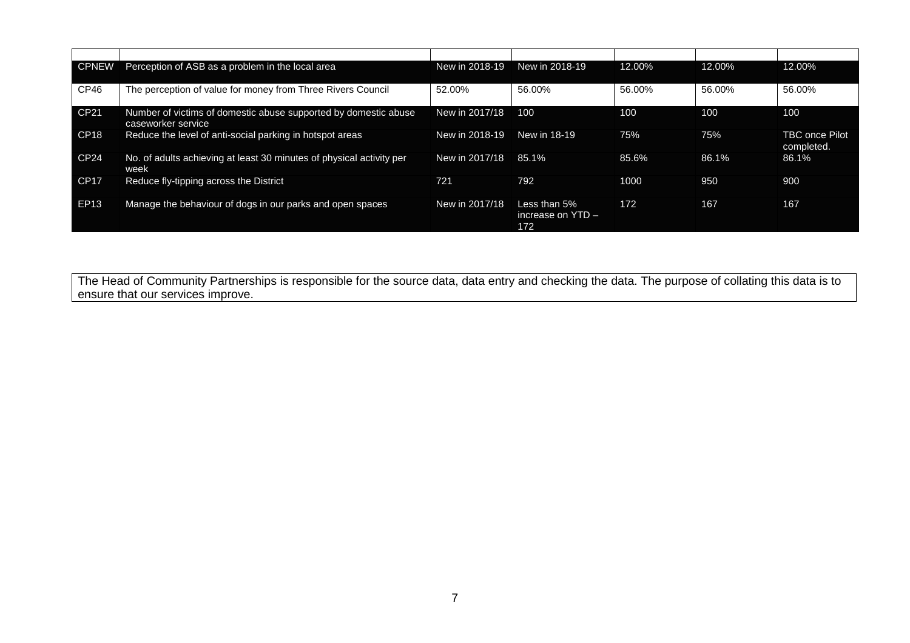| | | | | | | |
|---|---|---|---|---|---|---|
| CPNEW | Perception of ASB as a problem in the local area | New in 2018-19 | New in 2018-19 | 12.00% | 12.00% | 12.00% |
| CP46 | The perception of value for money from Three Rivers Council | 52.00% | 56.00% | 56.00% | 56.00% | 56.00% |
| CP21 | Number of victims of domestic abuse supported by domestic abuse caseworker service | New in 2017/18 | 100 | 100 | 100 | 100 |
| CP18 | Reduce the level of anti-social parking in hotspot areas | New in 2018-19 | New in 18-19 | 75% | 75% | TBC once Pilot completed. |
| CP24 | No. of adults achieving at least 30 minutes of physical activity per week | New in 2017/18 | 85.1% | 85.6% | 86.1% | 86.1% |
| CP17 | Reduce fly-tipping across the District | 721 | 792 | 1000 | 950 | 900 |
| EP13 | Manage the behaviour of dogs in our parks and open spaces | New in 2017/18 | Less than 5% increase on YTD – 172 | 172 | 167 | 167 |

The Head of Community Partnerships is responsible for the source data, data entry and checking the data. The purpose of collating this data is to ensure that our services improve.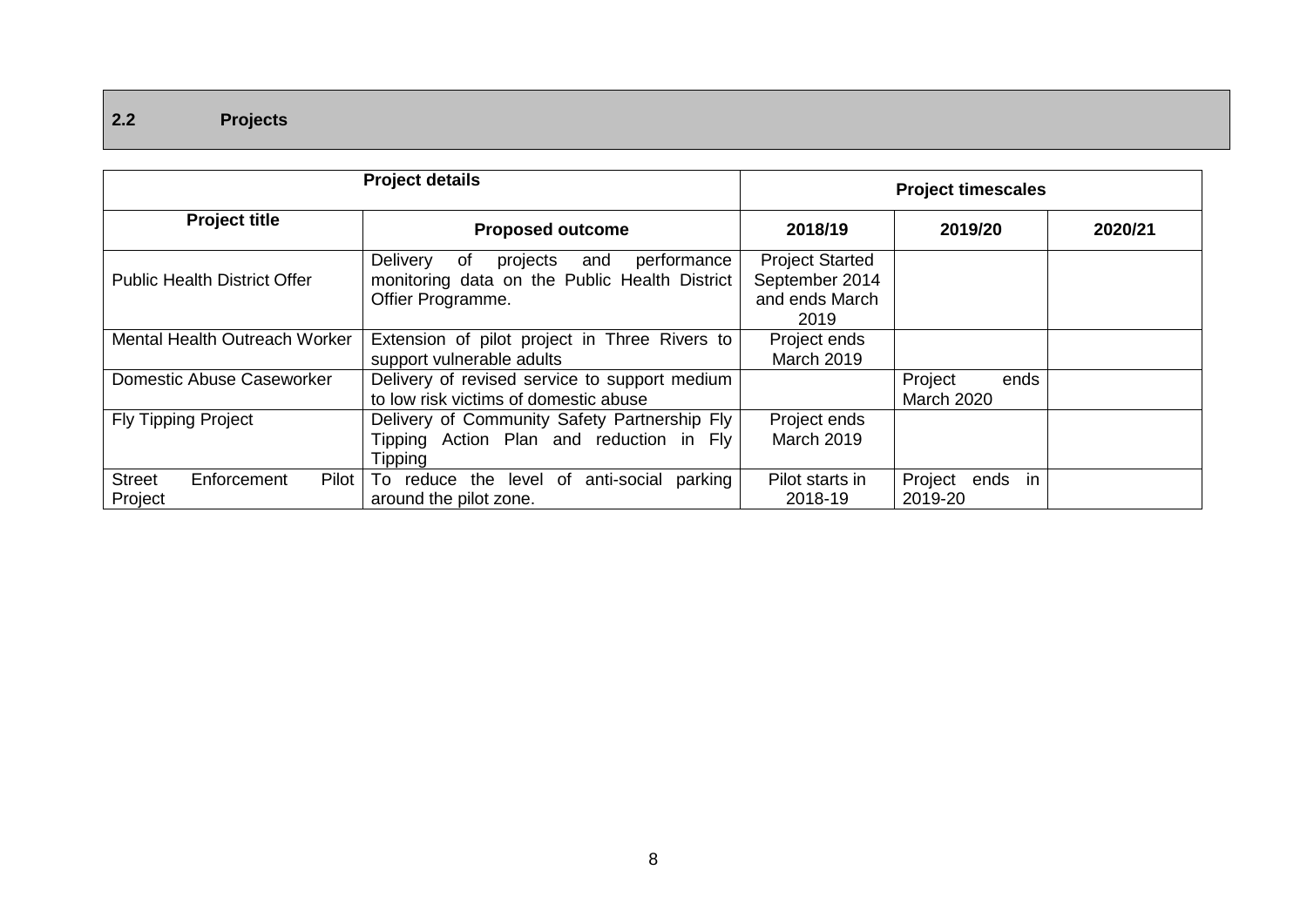## 2.2 Projects

| Project details | | Project timescales | | |
|---|---|---|---|---|
| **Project title** | **Proposed outcome** | **2018/19** | **2019/20** | **2020/21** |
| Public Health District Offer | Delivery of projects and performance monitoring data on the Public Health District Offier Programme. | Project Started September 2014 and ends March 2019 | | |
| Mental Health Outreach Worker | Extension of pilot project in Three Rivers to support vulnerable adults | Project ends March 2019 | | |
| Domestic Abuse Caseworker | Delivery of revised service to support medium to low risk victims of domestic abuse | | Project ends March 2020 | |
| Fly Tipping Project | Delivery of Community Safety Partnership Fly Tipping Action Plan and reduction in Fly Tipping | Project ends March 2019 | | |
| Street Enforcement Pilot Project | To reduce the level of anti-social parking around the pilot zone. | Pilot starts in 2018-19 | Project ends in 2019-20 | |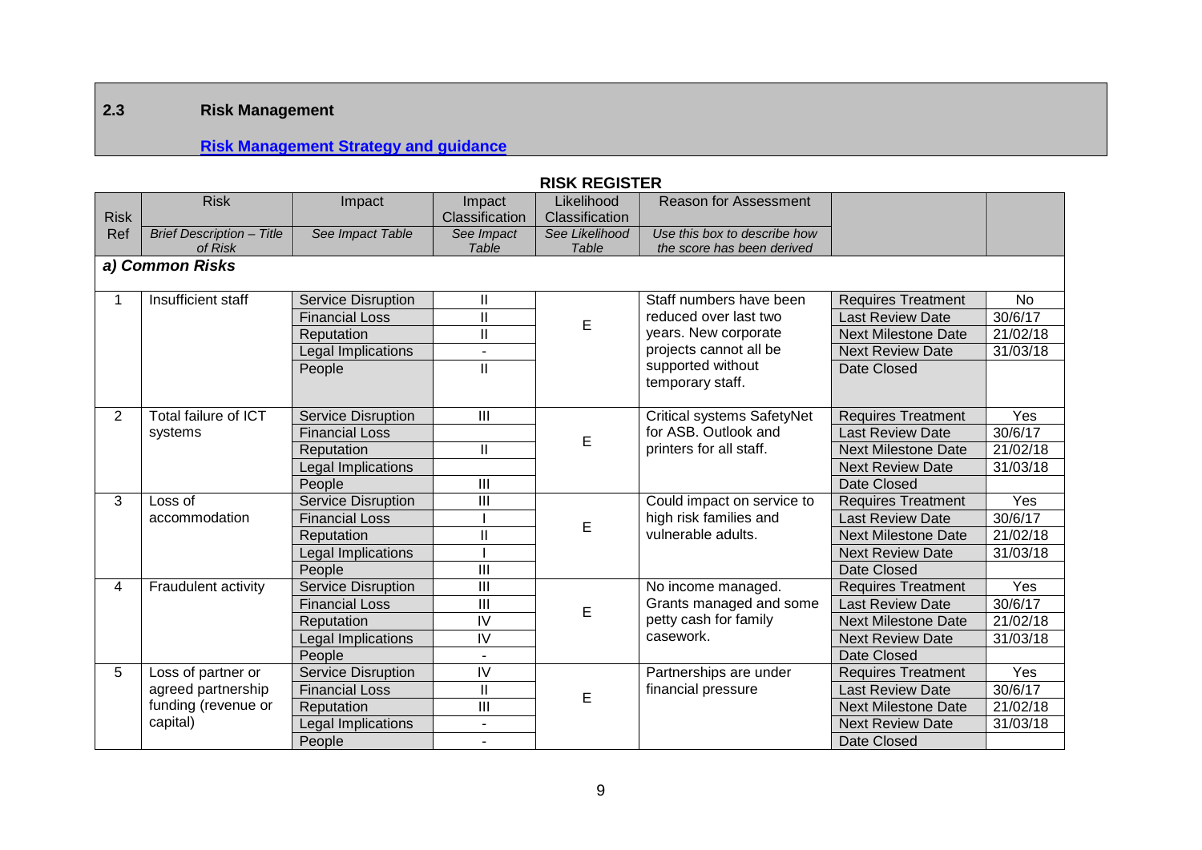## 2.3 Risk Management

**[Risk Management Strategy and guidance]()**

**RISK REGISTER**

| Risk Ref | Risk | Impact | Impact Classification | Likelihood Classification | Reason for Assessment | | |
|---|---|---|---|---|---|---|---|
| | *Brief Description – Title of Risk* | *See Impact Table* | *See Impact Table* | *See Likelihood Table* | *Use this box to describe how the score has been derived* | | |
| ***a) Common Risks*** | | | | | | | |
| 1 | Insufficient staff | Service Disruption | II | E | Staff numbers have been reduced over last two years. New corporate projects cannot all be supported without temporary staff. | Requires Treatment | No |
| | | Financial Loss | II | | | Last Review Date | 30/6/17 |
| | | Reputation | II | | | Next Milestone Date | 21/02/18 |
| | | Legal Implications | - | | | Next Review Date | 31/03/18 |
| | | People | II | | | Date Closed | |
| 2 | Total failure of ICT systems | Service Disruption | III | E | Critical systems SafetyNet for ASB. Outlook and printers for all staff. | Requires Treatment | Yes |
| | | Financial Loss | | | | Last Review Date | 30/6/17 |
| | | Reputation | II | | | Next Milestone Date | 21/02/18 |
| | | Legal Implications | | | | Next Review Date | 31/03/18 |
| | | People | III | | | Date Closed | |
| 3 | Loss of accommodation | Service Disruption | III | E | Could impact on service to high risk families and vulnerable adults. | Requires Treatment | Yes |
| | | Financial Loss | I | | | Last Review Date | 30/6/17 |
| | | Reputation | II | | | Next Milestone Date | 21/02/18 |
| | | Legal Implications | I | | | Next Review Date | 31/03/18 |
| | | People | III | | | Date Closed | |
| 4 | Fraudulent activity | Service Disruption | III | E | No income managed. Grants managed and some petty cash for family casework. | Requires Treatment | Yes |
| | | Financial Loss | III | | | Last Review Date | 30/6/17 |
| | | Reputation | IV | | | Next Milestone Date | 21/02/18 |
| | | Legal Implications | IV | | | Next Review Date | 31/03/18 |
| | | People | - | | | Date Closed | |
| 5 | Loss of partner or agreed partnership funding (revenue or capital) | Service Disruption | IV | E | Partnerships are under financial pressure | Requires Treatment | Yes |
| | | Financial Loss | II | | | Last Review Date | 30/6/17 |
| | | Reputation | III | | | Next Milestone Date | 21/02/18 |
| | | Legal Implications | - | | | Next Review Date | 31/03/18 |
| | | People | - | | | Date Closed | |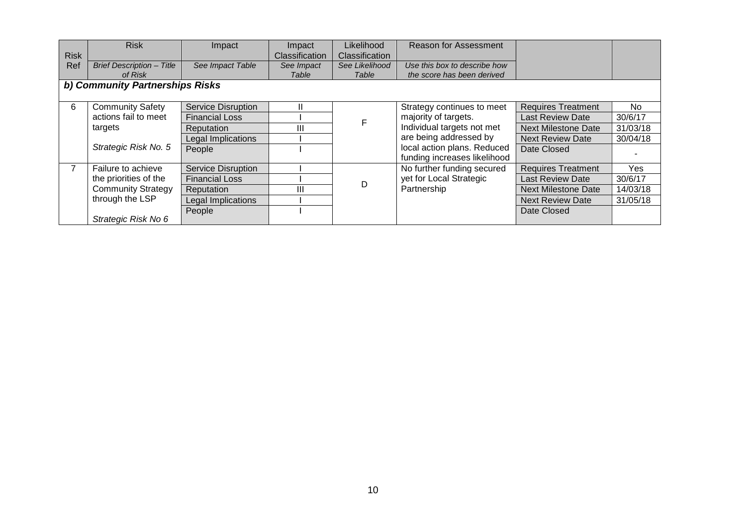| Risk Ref | Risk<br>*Brief Description – Title of Risk* | Impact<br>*See Impact Table* | Impact Classification<br>*See Impact Table* | Likelihood Classification<br>*See Likelihood Table* | Reason for Assessment<br>*Use this box to describe how the score has been derived* | | |
|---|---|---|---|---|---|---|---|
| ***b) Community Partnerships Risks*** | | | | | | | |
| 6 | Community Safety actions fail to meet targets<br><br>*Strategic Risk No. 5* | Service Disruption | II | F | Strategy continues to meet majority of targets. Individual targets not met are being addressed by local action plans. Reduced funding increases likelihood | Requires Treatment | No |
| | | Financial Loss | I | | | Last Review Date | 30/6/17 |
| | | Reputation | III | | | Next Milestone Date | 31/03/18 |
| | | Legal Implications | I | | | Next Review Date | 30/04/18 |
| | | People | I | | | Date Closed | - |
| 7 | Failure to achieve the priorities of the Community Strategy through the LSP<br><br>*Strategic Risk No 6* | Service Disruption | I | D | No further funding secured yet for Local Strategic Partnership | Requires Treatment | Yes |
| | | Financial Loss | I | | | Last Review Date | 30/6/17 |
| | | Reputation | III | | | Next Milestone Date | 14/03/18 |
| | | Legal Implications | I | | | Next Review Date | 31/05/18 |
| | | People | I | | | Date Closed | |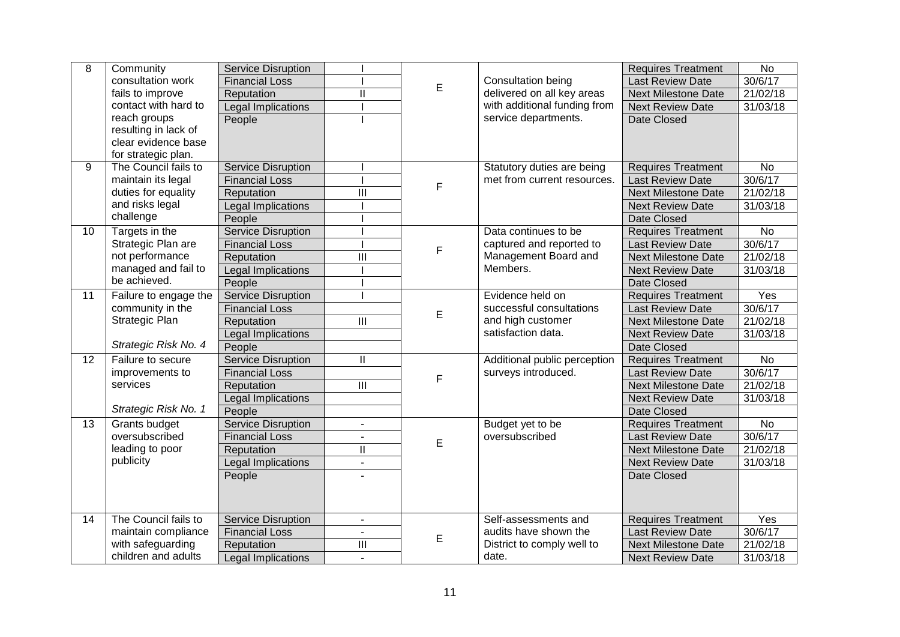| 8 | Community consultation work fails to improve contact with hard to reach groups resulting in lack of clear evidence base for strategic plan. | Service Disruption | I | E | Consultation being delivered on all key areas with additional funding from service departments. | Requires Treatment | No |
|---|---|---|---|---|---|---|---|
| | | Financial Loss | I | | | Last Review Date | 30/6/17 |
| | | Reputation | II | | | Next Milestone Date | 21/02/18 |
| | | Legal Implications | I | | | Next Review Date | 31/03/18 |
| | | People | I | | | Date Closed | |
| 9 | The Council fails to maintain its legal duties for equality and risks legal challenge | Service Disruption | I | F | Statutory duties are being met from current resources. | Requires Treatment | No |
| | | Financial Loss | I | | | Last Review Date | 30/6/17 |
| | | Reputation | III | | | Next Milestone Date | 21/02/18 |
| | | Legal Implications | I | | | Next Review Date | 31/03/18 |
| | | People | I | | | Date Closed | |
| 10 | Targets in the Strategic Plan are not performance managed and fail to be achieved. | Service Disruption | I | F | Data continues to be captured and reported to Management Board and Members. | Requires Treatment | No |
| | | Financial Loss | I | | | Last Review Date | 30/6/17 |
| | | Reputation | III | | | Next Milestone Date | 21/02/18 |
| | | Legal Implications | I | | | Next Review Date | 31/03/18 |
| | | People | I | | | Date Closed | |
| 11 | Failure to engage the community in the Strategic Plan<br><br>*Strategic Risk No. 4* | Service Disruption | I | E | Evidence held on successful consultations and high customer satisfaction data. | Requires Treatment | Yes |
| | | Financial Loss | | | | Last Review Date | 30/6/17 |
| | | Reputation | III | | | Next Milestone Date | 21/02/18 |
| | | Legal Implications | | | | Next Review Date | 31/03/18 |
| | | People | | | | Date Closed | |
| 12 | Failure to secure improvements to services<br><br>*Strategic Risk No. 1* | Service Disruption | II | F | Additional public perception surveys introduced. | Requires Treatment | No |
| | | Financial Loss | | | | Last Review Date | 30/6/17 |
| | | Reputation | III | | | Next Milestone Date | 21/02/18 |
| | | Legal Implications | | | | Next Review Date | 31/03/18 |
| | | People | | | | Date Closed | |
| 13 | Grants budget oversubscribed leading to poor publicity | Service Disruption | - | E | Budget yet to be oversubscribed | Requires Treatment | No |
| | | Financial Loss | - | | | Last Review Date | 30/6/17 |
| | | Reputation | II | | | Next Milestone Date | 21/02/18 |
| | | Legal Implications | - | | | Next Review Date | 31/03/18 |
| | | People | - | | | Date Closed | |
| 14 | The Council fails to maintain compliance with safeguarding children and adults | Service Disruption | - | E | Self-assessments and audits have shown the District to comply well to date. | Requires Treatment | Yes |
| | | Financial Loss | - | | | Last Review Date | 30/6/17 |
| | | Reputation | III | | | Next Milestone Date | 21/02/18 |
| | | Legal Implications | - | | | Next Review Date | 31/03/18 |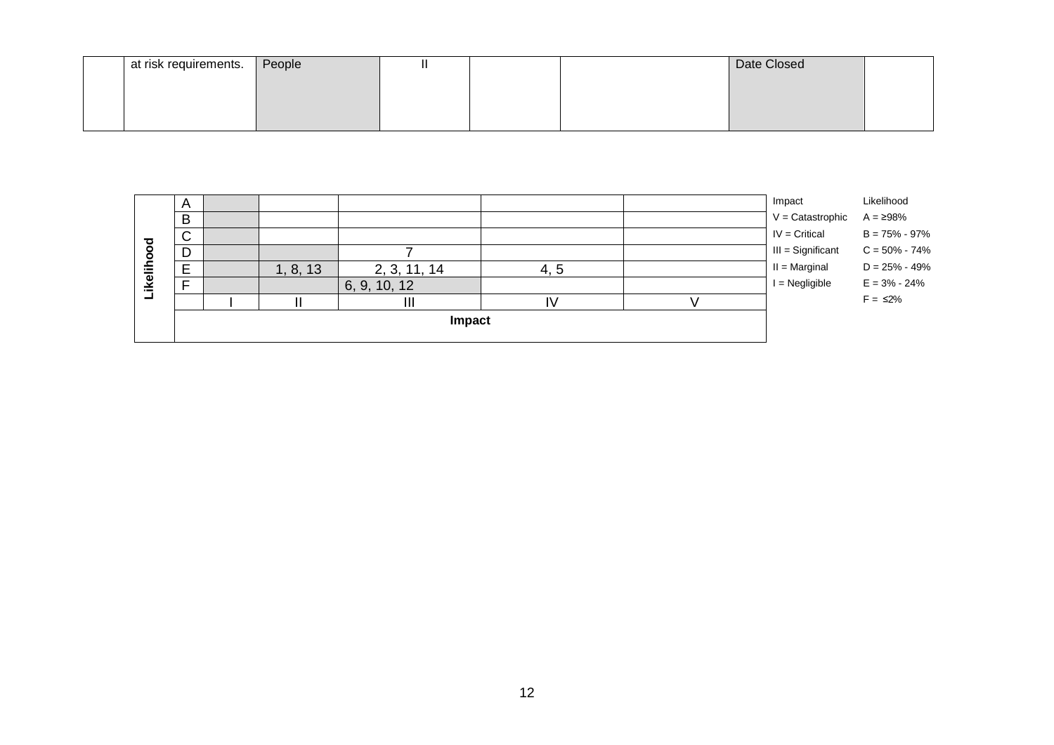|  | at risk requirements. | People | II |  |  | Date Closed |  |
|---|---|---|---|---|---|---|---|

| Likelihood |  |  |  |  |  |  |
|---|---|---|---|---|---|---|
|  | A |  |  |  |  |  |
|  | B |  |  |  |  |  |
|  | C |  |  |  |  |  |
|  | D |  |  | 7 |  |  |
|  | E |  | 1, 8, 13 | 2, 3, 11, 14 | 4, 5 |  |
|  | F |  |  | 6, 9, 10, 12 |  |  |
|  |  | I | II | III | IV | V |
|  | **Impact** |  |  |  |  |  |

| Impact | Likelihood |
|---|---|
| V = Catastrophic | A = ≥98% |
| IV = Critical | B = 75% - 97% |
| III = Significant | C = 50% - 74% |
| II = Marginal | D = 25% - 49% |
| I = Negligible | E = 3% - 24% |
|  | F = ≤2% |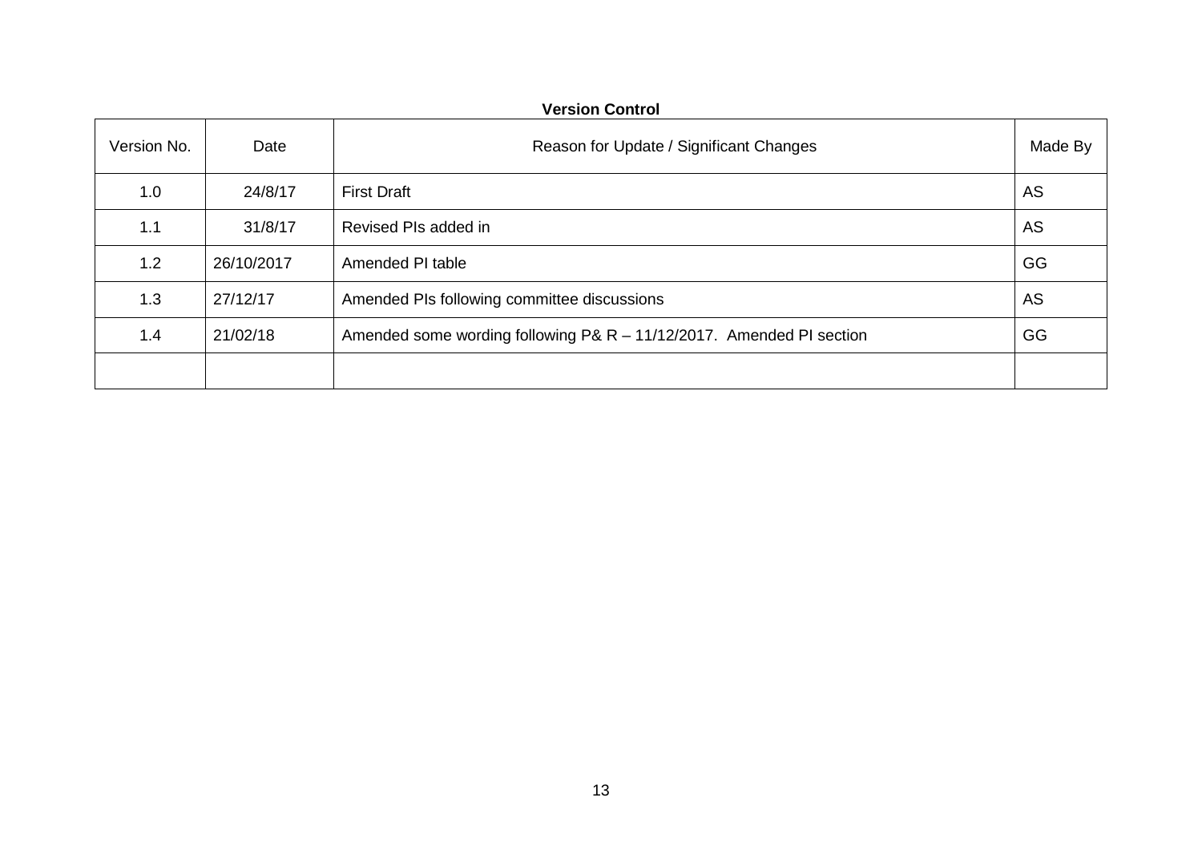**Version Control**

| Version No. | Date | Reason for Update / Significant Changes | Made By |
|---|---|---|---|
| 1.0 | 24/8/17 | First Draft | AS |
| 1.1 | 31/8/17 | Revised PIs added in | AS |
| 1.2 | 26/10/2017 | Amended PI table | GG |
| 1.3 | 27/12/17 | Amended PIs following committee discussions | AS |
| 1.4 | 21/02/18 | Amended some wording following P& R – 11/12/2017. Amended PI section | GG |
| | | | |